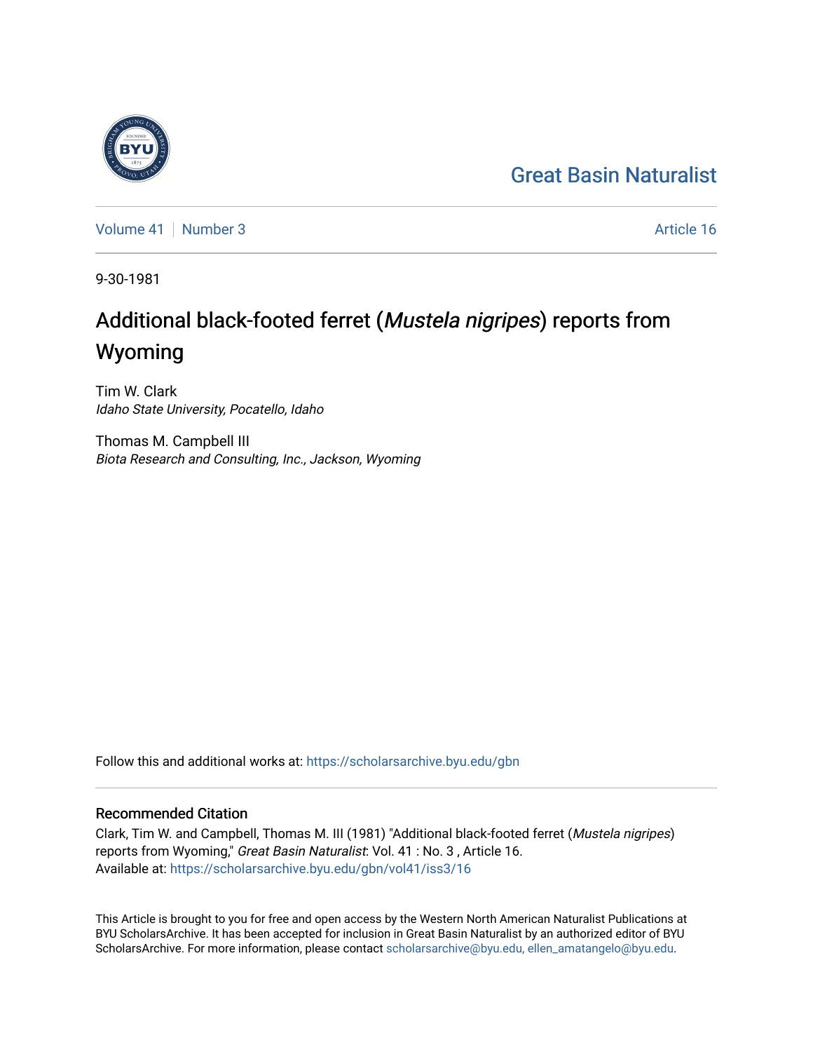Great Basin Naturalist

Volume 41 | Number 3 Article 16

9-30-1981

# Additional black-footed ferret (*Mustela nigripes*) reports from Wyoming

Tim W. Clark
*Idaho State University, Pocatello, Idaho*

Thomas M. Campbell III
*Biota Research and Consulting, Inc., Jackson, Wyoming*

Follow this and additional works at: https://scholarsarchive.byu.edu/gbn

## Recommended Citation

Clark, Tim W. and Campbell, Thomas M. III (1981) "Additional black-footed ferret (*Mustela nigripes*) reports from Wyoming," *Great Basin Naturalist*: Vol. 41 : No. 3 , Article 16.
Available at: https://scholarsarchive.byu.edu/gbn/vol41/iss3/16

This Article is brought to you for free and open access by the Western North American Naturalist Publications at BYU ScholarsArchive. It has been accepted for inclusion in Great Basin Naturalist by an authorized editor of BYU ScholarsArchive. For more information, please contact scholarsarchive@byu.edu, ellen_amatangelo@byu.edu.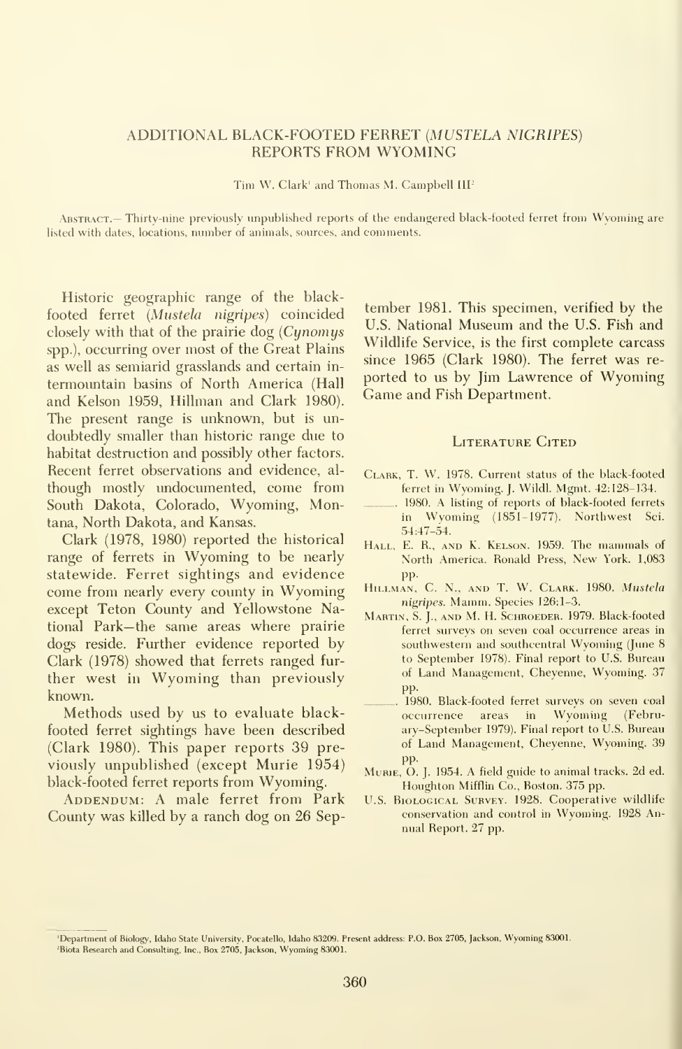# ADDITIONAL BLACK-FOOTED FERRET (*MUSTELA NIGRIPES*) REPORTS FROM WYOMING

Tim W. Clark[1] and Thomas M. Campbell III[2]

ABSTRACT.— Thirty-nine previously unpublished reports of the endangered black-footed ferret from Wyoming are listed with dates, locations, number of animals, sources, and comments.

Historic geographic range of the black-footed ferret (*Mustela nigripes*) coincided closely with that of the prairie dog (*Cynomys* spp.), occurring over most of the Great Plains as well as semiarid grasslands and certain intermountain basins of North America (Hall and Kelson 1959, Hillman and Clark 1980). The present range is unknown, but is undoubtedly smaller than historic range due to habitat destruction and possibly other factors. Recent ferret observations and evidence, although mostly undocumented, come from South Dakota, Colorado, Wyoming, Montana, North Dakota, and Kansas.

Clark (1978, 1980) reported the historical range of ferrets in Wyoming to be nearly statewide. Ferret sightings and evidence come from nearly every county in Wyoming except Teton County and Yellowstone National Park—the same areas where prairie dogs reside. Further evidence reported by Clark (1978) showed that ferrets ranged further west in Wyoming than previously known.

Methods used by us to evaluate black-footed ferret sightings have been described (Clark 1980). This paper reports 39 previously unpublished (except Murie 1954) black-footed ferret reports from Wyoming.

ADDENDUM: A male ferret from Park County was killed by a ranch dog on 26 September 1981. This specimen, verified by the U.S. National Museum and the U.S. Fish and Wildlife Service, is the first complete carcass since 1965 (Clark 1980). The ferret was reported to us by Jim Lawrence of Wyoming Game and Fish Department.

## LITERATURE CITED

CLARK, T. W. 1978. Current status of the black-footed ferret in Wyoming. J. Wildl. Mgmt. 42:128–134.

———. 1980. A listing of reports of black-footed ferrets in Wyoming (1851–1977). Northwest Sci. 54:47–54.

HALL, E. R., AND K. KELSON. 1959. The mammals of North America. Ronald Press, New York. 1,083 pp.

HILLMAN, C. N., AND T. W. CLARK. 1980. *Mustela nigripes*. Mamm. Species 126:1–3.

MARTIN, S. J., AND M. H. SCHROEDER. 1979. Black-footed ferret surveys on seven coal occurrence areas in southwestern and southcentral Wyoming (June 8 to September 1978). Final report to U.S. Bureau of Land Management, Cheyenne, Wyoming. 37 pp.

———. 1980. Black-footed ferret surveys on seven coal occurrence areas in Wyoming (February–September 1979). Final report to U.S. Bureau of Land Management, Cheyenne, Wyoming. 39 pp.

MURIE, O. J. 1954. A field guide to animal tracks. 2d ed. Houghton Mifflin Co., Boston. 375 pp.

U.S. BIOLOGICAL SURVEY. 1928. Cooperative wildlife conservation and control in Wyoming. 1928 Annual Report. 27 pp.

[1]Department of Biology, Idaho State University, Pocatello, Idaho 83209. Present address: P.O. Box 2705, Jackson, Wyoming 83001.
[2]Biota Research and Consulting, Inc., Box 2705, Jackson, Wyoming 83001.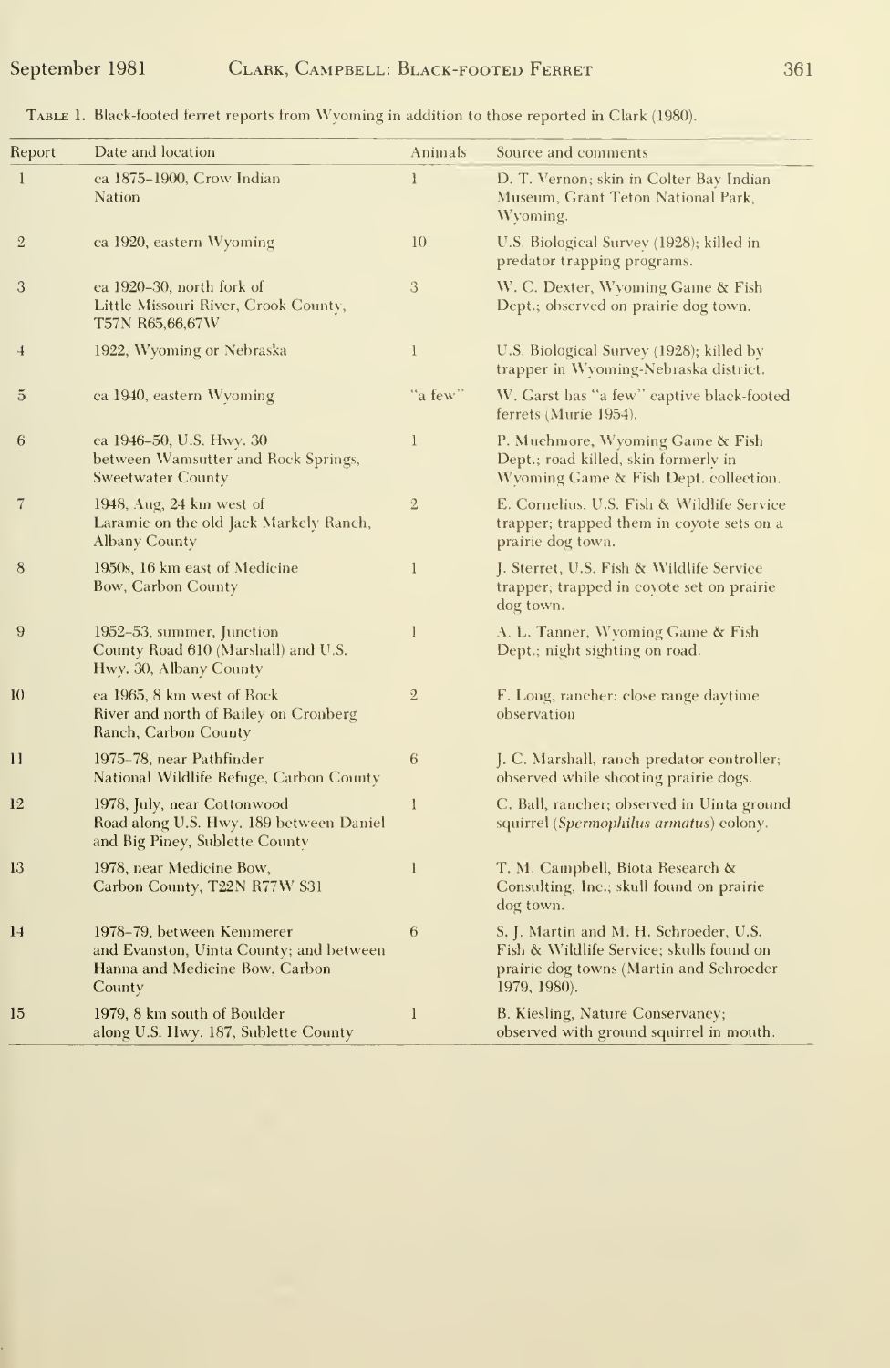Table 1. Black-footed ferret reports from Wyoming in addition to those reported in Clark (1980).

| Report | Date and location | Animals | Source and comments |
|---|---|---|---|
| 1 | ca 1875–1900, Crow Indian Nation | 1 | D. T. Vernon; skin in Colter Bay Indian Museum, Grant Teton National Park, Wyoming. |
| 2 | ca 1920, eastern Wyoming | 10 | U.S. Biological Survey (1928); killed in predator trapping programs. |
| 3 | ca 1920–30, north fork of Little Missouri River, Crook County, T57N R65,66,67W | 3 | W. C. Dexter, Wyoming Game & Fish Dept.; observed on prairie dog town. |
| 4 | 1922, Wyoming or Nebraska | 1 | U.S. Biological Survey (1928); killed by trapper in Wyoming-Nebraska district. |
| 5 | ca 1940, eastern Wyoming | "a few" | W. Garst has "a few" captive black-footed ferrets (Murie 1954). |
| 6 | ca 1946–50, U.S. Hwy. 30 between Wamsutter and Rock Springs, Sweetwater County | 1 | P. Muehmore, Wyoming Game & Fish Dept.; road killed, skin formerly in Wyoming Game & Fish Dept. collection. |
| 7 | 1948, Aug, 24 km west of Laramie on the old Jack Markely Ranch, Albany County | 2 | E. Cornelius, U.S. Fish & Wildlife Service trapper; trapped them in coyote sets on a prairie dog town. |
| 8 | 1950s, 16 km east of Medicine Bow, Carbon County | 1 | J. Sterret, U.S. Fish & Wildlife Service trapper; trapped in coyote set on prairie dog town. |
| 9 | 1952–53, summer, Junction County Road 610 (Marshall) and U.S. Hwy. 30, Albany County | 1 | A. L. Tanner, Wyoming Game & Fish Dept.; night sighting on road. |
| 10 | ca 1965, 8 km west of Rock River and north of Bailey on Cronberg Ranch, Carbon County | 2 | F. Long, rancher; close range daytime observation |
| 11 | 1975–78, near Pathfinder National Wildlife Refuge, Carbon County | 6 | J. C. Marshall, ranch predator controller; observed while shooting prairie dogs. |
| 12 | 1978, July, near Cottonwood Road along U.S. Hwy. 189 between Daniel and Big Piney, Sublette County | 1 | C. Ball, rancher; observed in Uinta ground squirrel (*Spermophilus armatus*) colony. |
| 13 | 1978, near Medicine Bow, Carbon County, T22N R77W S31 | 1 | T. M. Campbell, Biota Research & Consulting, Inc.; skull found on prairie dog town. |
| 14 | 1978–79, between Kemmerer and Evanston, Uinta County; and between Hanna and Medicine Bow, Carbon County | 6 | S. J. Martin and M. H. Schroeder, U.S. Fish & Wildlife Service; skulls found on prairie dog towns (Martin and Schroeder 1979, 1980). |
| 15 | 1979, 8 km south of Boulder along U.S. Hwy. 187, Sublette County | 1 | B. Kiesling, Nature Conservancy; observed with ground squirrel in mouth. |